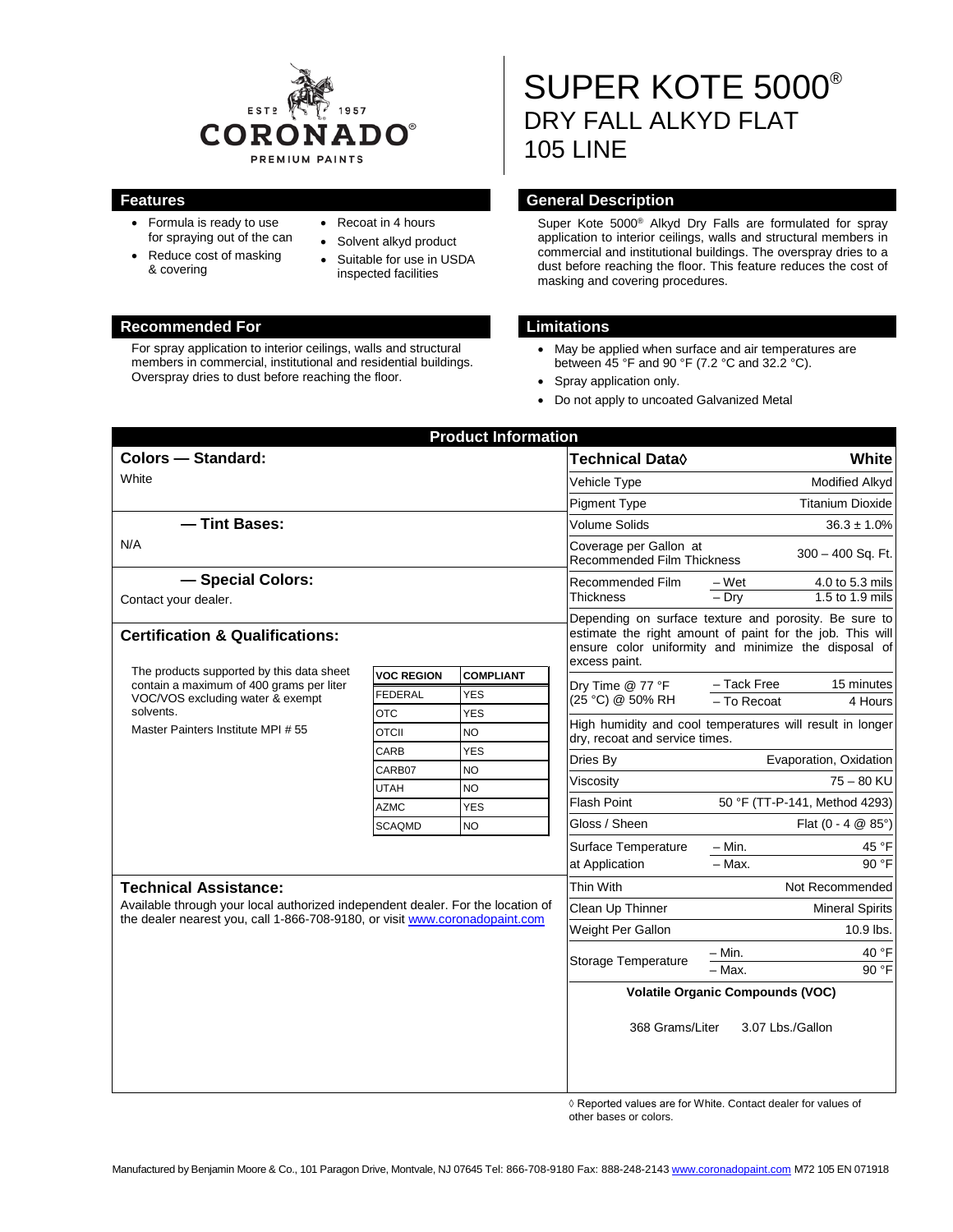CORONADO® PREMIUM PAINTS — EST. 1957

# SUPER KOTE 5000®
## DRY FALL ALKYD FLAT
## 105 LINE

## Features

- Formula is ready to use for spraying out of the can
- Reduce cost of masking & covering
- Recoat in 4 hours
- Solvent alkyd product
- Suitable for use in USDA inspected facilities

## General Description

Super Kote 5000® Alkyd Dry Falls are formulated for spray application to interior ceilings, walls and structural members in commercial and institutional buildings. The overspray dries to a dust before reaching the floor. This feature reduces the cost of masking and covering procedures.

## Recommended For

For spray application to interior ceilings, walls and structural members in commercial, institutional and residential buildings. Overspray dries to dust before reaching the floor.

## Limitations

- May be applied when surface and air temperatures are between 45 °F and 90 °F (7.2 °C and 32.2 °C).
- Spray application only.
- Do not apply to uncoated Galvanized Metal

## Product Information

### Colors — Standard:

White

### — Tint Bases:

N/A

### — Special Colors:

Contact your dealer.

### Certification & Qualifications:

The products supported by this data sheet contain a maximum of 400 grams per liter VOC/VOS excluding water & exempt solvents.

Master Painters Institute MPI # 55

| VOC REGION | COMPLIANT |
|---|---|
| FEDERAL | YES |
| OTC | YES |
| OTCII | NO |
| CARB | YES |
| CARB07 | NO |
| UTAH | NO |
| AZMC | YES |
| SCAQMD | NO |

### Technical Assistance:

Available through your local authorized independent dealer. For the location of the dealer nearest you, call 1-866-708-9180, or visit www.coronadopaint.com

| Technical Data◊ | | White |
|---|---|---|
| Vehicle Type | | Modified Alkyd |
| Pigment Type | | Titanium Dioxide |
| Volume Solids | | 36.3 ± 1.0% |
| Coverage per Gallon at Recommended Film Thickness | | 300 – 400 Sq. Ft. |
| Recommended Film Thickness | – Wet | 4.0 to 5.3 mils |
| | – Dry | 1.5 to 1.9 mils |
| Depending on surface texture and porosity. Be sure to estimate the right amount of paint for the job. This will ensure color uniformity and minimize the disposal of excess paint. | | |
| Dry Time @ 77 °F (25 °C) @ 50% RH | – Tack Free | 15 minutes |
| | – To Recoat | 4 Hours |
| High humidity and cool temperatures will result in longer dry, recoat and service times. | | |
| Dries By | | Evaporation, Oxidation |
| Viscosity | | 75 – 80 KU |
| Flash Point | | 50 °F (TT-P-141, Method 4293) |
| Gloss / Sheen | | Flat (0 - 4 @ 85°) |
| Surface Temperature at Application | – Min. | 45 °F |
| | – Max. | 90 °F |
| Thin With | | Not Recommended |
| Clean Up Thinner | | Mineral Spirits |
| Weight Per Gallon | | 10.9 lbs. |
| Storage Temperature | – Min. | 40 °F |
| | – Max. | 90 °F |

**Volatile Organic Compounds (VOC)**

368 Grams/Liter 3.07 Lbs./Gallon

◊ Reported values are for White. Contact dealer for values of other bases or colors.

Manufactured by Benjamin Moore & Co., 101 Paragon Drive, Montvale, NJ 07645 Tel: 866-708-9180 Fax: 888-248-2143 www.coronadopaint.com M72 105 EN 071918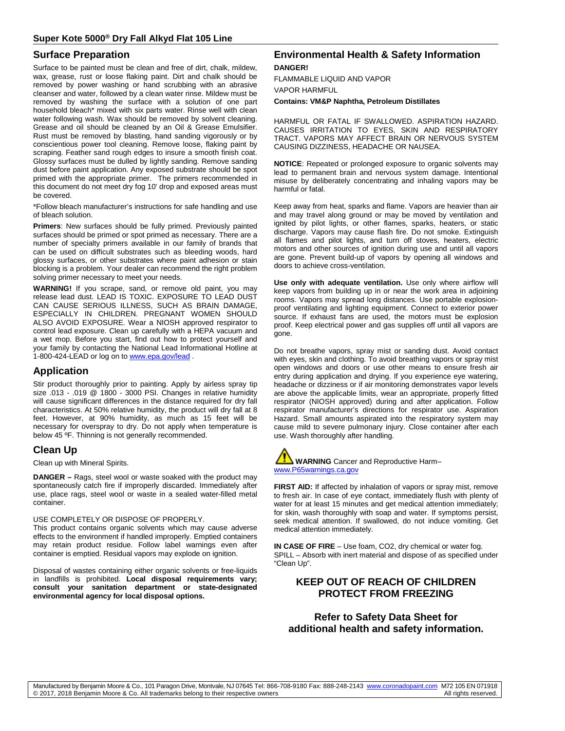# Super Kote 5000® Dry Fall Alkyd Flat 105 Line

## Surface Preparation

Surface to be painted must be clean and free of dirt, chalk, mildew, wax, grease, rust or loose flaking paint. Dirt and chalk should be removed by power washing or hand scrubbing with an abrasive cleanser and water, followed by a clean water rinse. Mildew must be removed by washing the surface with a solution of one part household bleach* mixed with six parts water. Rinse well with clean water following wash. Wax should be removed by solvent cleaning. Grease and oil should be cleaned by an Oil & Grease Emulsifier. Rust must be removed by blasting, hand sanding vigorously or by conscientious power tool cleaning. Remove loose, flaking paint by scraping. Feather sand rough edges to insure a smooth finish coat. Glossy surfaces must be dulled by lightly sanding. Remove sanding dust before paint application. Any exposed substrate should be spot primed with the appropriate primer. The primers recommended in this document do not meet dry fog 10' drop and exposed areas must be covered.

*Follow bleach manufacturer's instructions for safe handling and use of bleach solution.

**Primers**: New surfaces should be fully primed. Previously painted surfaces should be primed or spot primed as necessary. There are a number of specialty primers available in our family of brands that can be used on difficult substrates such as bleeding woods, hard glossy surfaces, or other substrates where paint adhesion or stain blocking is a problem. Your dealer can recommend the right problem solving primer necessary to meet your needs.

**WARNING!** If you scrape, sand, or remove old paint, you may release lead dust. LEAD IS TOXIC. EXPOSURE TO LEAD DUST CAN CAUSE SERIOUS ILLNESS, SUCH AS BRAIN DAMAGE, ESPECIALLY IN CHILDREN. PREGNANT WOMEN SHOULD ALSO AVOID EXPOSURE. Wear a NIOSH approved respirator to control lead exposure. Clean up carefully with a HEPA vacuum and a wet mop. Before you start, find out how to protect yourself and your family by contacting the National Lead Informational Hotline at 1-800-424-LEAD or log on to www.epa.gov/lead .

## Application

Stir product thoroughly prior to painting. Apply by airless spray tip size .013 - .019 @ 1800 - 3000 PSI. Changes in relative humidity will cause significant differences in the distance required for dry fall characteristics. At 50% relative humidity, the product will dry fall at 8 feet. However, at 90% humidity, as much as 15 feet will be necessary for overspray to dry. Do not apply when temperature is below 45 ºF. Thinning is not generally recommended.

## Clean Up

Clean up with Mineral Spirits.

**DANGER –** Rags, steel wool or waste soaked with the product may spontaneously catch fire if improperly discarded. Immediately after use, place rags, steel wool or waste in a sealed water-filled metal container.

USE COMPLETELY OR DISPOSE OF PROPERLY.
This product contains organic solvents which may cause adverse effects to the environment if handled improperly. Emptied containers may retain product residue. Follow label warnings even after container is emptied. Residual vapors may explode on ignition.

Disposal of wastes containing either organic solvents or free-liquids in landfills is prohibited. **Local disposal requirements vary; consult your sanitation department or state-designated environmental agency for local disposal options.**

## Environmental Health & Safety Information

**DANGER!**

FLAMMABLE LIQUID AND VAPOR

VAPOR HARMFUL

**Contains: VM&P Naphtha, Petroleum Distillates**

HARMFUL OR FATAL IF SWALLOWED. ASPIRATION HAZARD. CAUSES IRRITATION TO EYES, SKIN AND RESPIRATORY TRACT. VAPORS MAY AFFECT BRAIN OR NERVOUS SYSTEM CAUSING DIZZINESS, HEADACHE OR NAUSEA.

**NOTICE**: Repeated or prolonged exposure to organic solvents may lead to permanent brain and nervous system damage. Intentional misuse by deliberately concentrating and inhaling vapors may be harmful or fatal.

Keep away from heat, sparks and flame. Vapors are heavier than air and may travel along ground or may be moved by ventilation and ignited by pilot lights, or other flames, sparks, heaters, or static discharge. Vapors may cause flash fire. Do not smoke. Extinguish all flames and pilot lights, and turn off stoves, heaters, electric motors and other sources of ignition during use and until all vapors are gone. Prevent build-up of vapors by opening all windows and doors to achieve cross-ventilation.

**Use only with adequate ventilation.** Use only where airflow will keep vapors from building up in or near the work area in adjoining rooms. Vapors may spread long distances. Use portable explosion-proof ventilating and lighting equipment. Connect to exterior power source. If exhaust fans are used, the motors must be explosion proof. Keep electrical power and gas supplies off until all vapors are gone.

Do not breathe vapors, spray mist or sanding dust. Avoid contact with eyes, skin and clothing. To avoid breathing vapors or spray mist open windows and doors or use other means to ensure fresh air entry during application and drying. If you experience eye watering, headache or dizziness or if air monitoring demonstrates vapor levels are above the applicable limits, wear an appropriate, properly fitted respirator (NIOSH approved) during and after application. Follow respirator manufacturer's directions for respirator use. Aspiration Hazard. Small amounts aspirated into the respiratory system may cause mild to severe pulmonary injury. Close container after each use. Wash thoroughly after handling.

**WARNING** Cancer and Reproductive Harm– www.P65warnings.ca.gov

**FIRST AID:** If affected by inhalation of vapors or spray mist, remove to fresh air. In case of eye contact, immediately flush with plenty of water for at least 15 minutes and get medical attention immediately; for skin, wash thoroughly with soap and water. If symptoms persist, seek medical attention. If swallowed, do not induce vomiting. Get medical attention immediately.

**IN CASE OF FIRE** – Use foam, CO2, dry chemical or water fog.
SPILL – Absorb with inert material and dispose of as specified under "Clean Up".

**KEEP OUT OF REACH OF CHILDREN**
**PROTECT FROM FREEZING**

**Refer to Safety Data Sheet for additional health and safety information.**

Manufactured by Benjamin Moore & Co., 101 Paragon Drive, Montvale, NJ 07645 Tel: 866-708-9180 Fax: 888-248-2143 www.coronadopaint.com M72 105 EN 071918
© 2017, 2018 Benjamin Moore & Co. All trademarks belong to their respective owners All rights reserved.